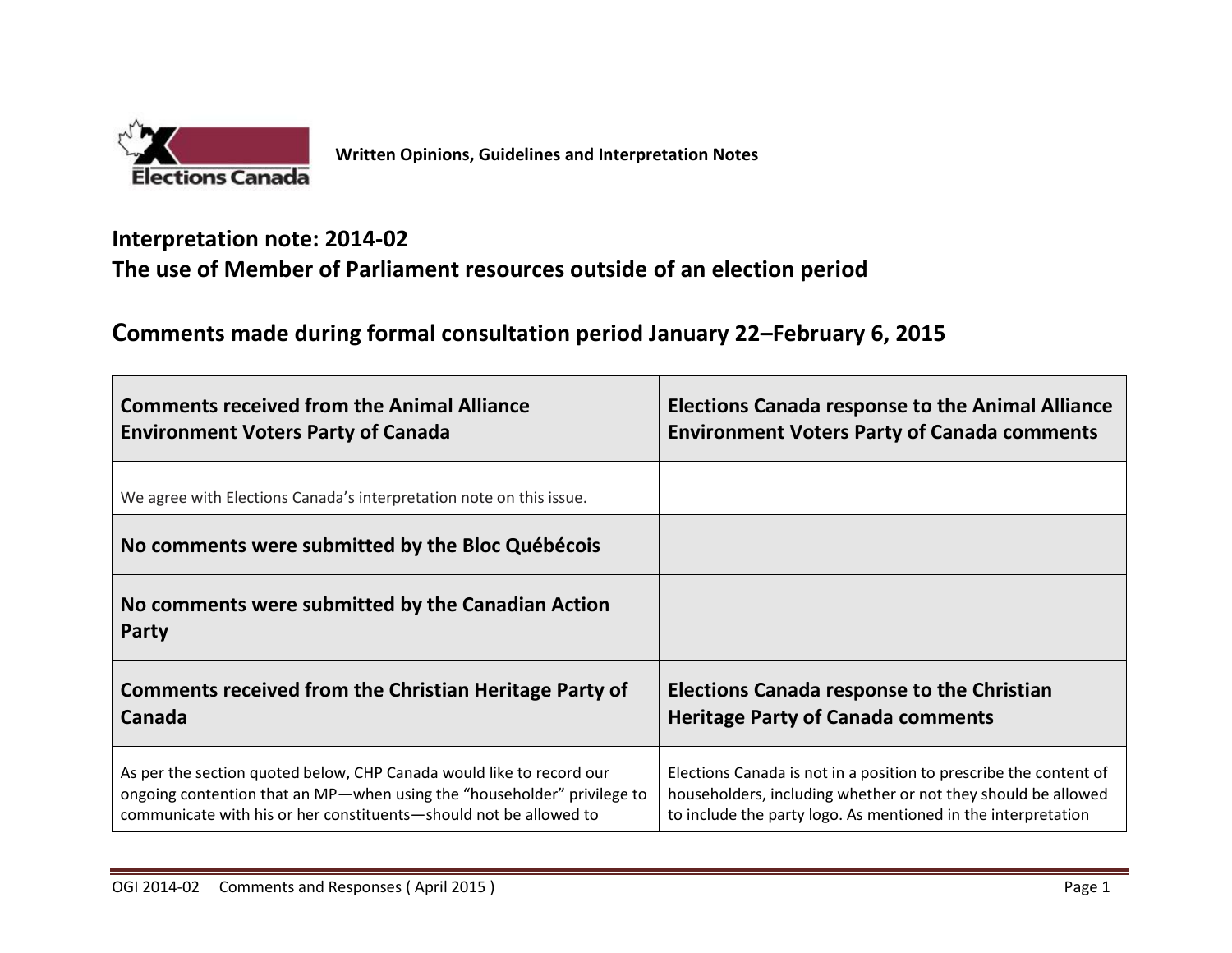Written Opinions, Guidelines and Interpretation Notes

# Interpretation note: 2014-02
# The use of Member of Parliament resources outside of an election period

## Comments made during formal consultation period January 22–February 6, 2015

| Comments received from the Animal Alliance Environment Voters Party of Canada | Elections Canada response to the Animal Alliance Environment Voters Party of Canada comments |
|---|---|
| We agree with Elections Canada's interpretation note on this issue. | |
| **No comments were submitted by the Bloc Québécois** | |
| **No comments were submitted by the Canadian Action Party** | |
| **Comments received from the Christian Heritage Party of Canada** | **Elections Canada response to the Christian Heritage Party of Canada comments** |
| As per the section quoted below, CHP Canada would like to record our ongoing contention that an MP—when using the "householder" privilege to communicate with his or her constituents—should not be allowed to | Elections Canada is not in a position to prescribe the content of householders, including whether or not they should be allowed to include the party logo. As mentioned in the interpretation |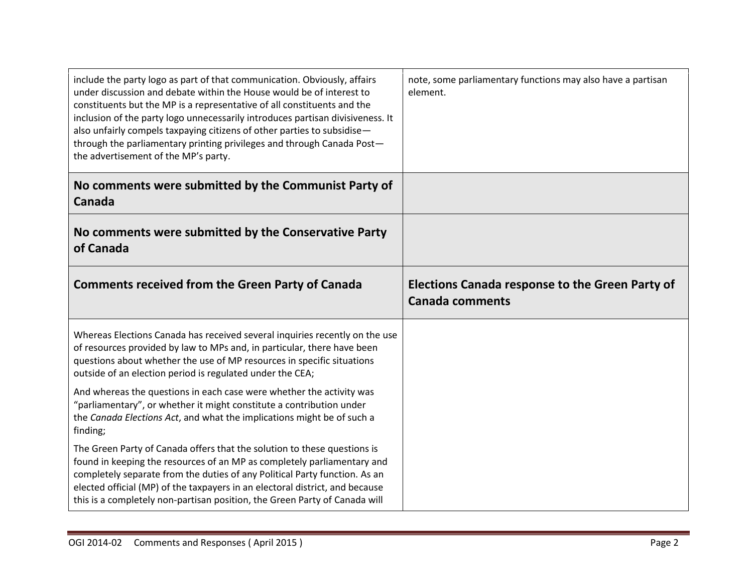| | |
|---|---|
| include the party logo as part of that communication. Obviously, affairs under discussion and debate within the House would be of interest to constituents but the MP is a representative of all constituents and the inclusion of the party logo unnecessarily introduces partisan divisiveness. It also unfairly compels taxpaying citizens of other parties to subsidise—through the parliamentary printing privileges and through Canada Post—the advertisement of the MP's party. | note, some parliamentary functions may also have a partisan element. |
| **No comments were submitted by the Communist Party of Canada** | |
| **No comments were submitted by the Conservative Party of Canada** | |
| **Comments received from the Green Party of Canada** | **Elections Canada response to the Green Party of Canada comments** |
| Whereas Elections Canada has received several inquiries recently on the use of resources provided by law to MPs and, in particular, there have been questions about whether the use of MP resources in specific situations outside of an election period is regulated under the CEA;<br><br>And whereas the questions in each case were whether the activity was "parliamentary", or whether it might constitute a contribution under the *Canada Elections Act*, and what the implications might be of such a finding;<br><br>The Green Party of Canada offers that the solution to these questions is found in keeping the resources of an MP as completely parliamentary and completely separate from the duties of any Political Party function. As an elected official (MP) of the taxpayers in an electoral district, and because this is a completely non-partisan position, the Green Party of Canada will | |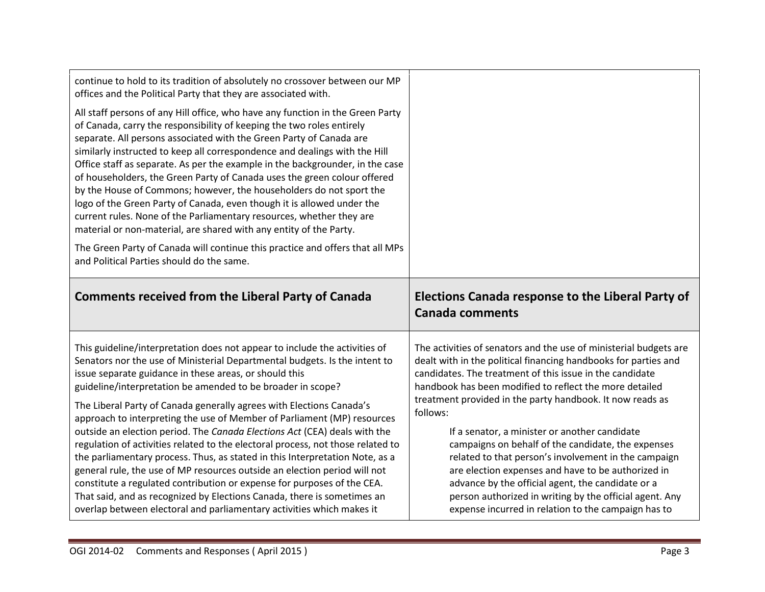| | |
|---|---|
| continue to hold to its tradition of absolutely no crossover between our MP offices and the Political Party that they are associated with.<br><br>All staff persons of any Hill office, who have any function in the Green Party of Canada, carry the responsibility of keeping the two roles entirely separate. All persons associated with the Green Party of Canada are similarly instructed to keep all correspondence and dealings with the Hill Office staff as separate. As per the example in the backgrounder, in the case of householders, the Green Party of Canada uses the green colour offered by the House of Commons; however, the householders do not sport the logo of the Green Party of Canada, even though it is allowed under the current rules. None of the Parliamentary resources, whether they are material or non-material, are shared with any entity of the Party.<br><br>The Green Party of Canada will continue this practice and offers that all MPs and Political Parties should do the same. | |
| **Comments received from the Liberal Party of Canada** | **Elections Canada response to the Liberal Party of Canada comments** |
| This guideline/interpretation does not appear to include the activities of Senators nor the use of Ministerial Departmental budgets. Is the intent to issue separate guidance in these areas, or should this guideline/interpretation be amended to be broader in scope?<br><br>The Liberal Party of Canada generally agrees with Elections Canada's approach to interpreting the use of Member of Parliament (MP) resources outside an election period. The *Canada Elections Act* (CEA) deals with the regulation of activities related to the electoral process, not those related to the parliamentary process. Thus, as stated in this Interpretation Note, as a general rule, the use of MP resources outside an election period will not constitute a regulated contribution or expense for purposes of the CEA. That said, and as recognized by Elections Canada, there is sometimes an overlap between electoral and parliamentary activities which makes it | The activities of senators and the use of ministerial budgets are dealt with in the political financing handbooks for parties and candidates. The treatment of this issue in the candidate handbook has been modified to reflect the more detailed treatment provided in the party handbook. It now reads as follows:<br><br>> If a senator, a minister or another candidate campaigns on behalf of the candidate, the expenses related to that person's involvement in the campaign are election expenses and have to be authorized in advance by the official agent, the candidate or a person authorized in writing by the official agent. Any expense incurred in relation to the campaign has to |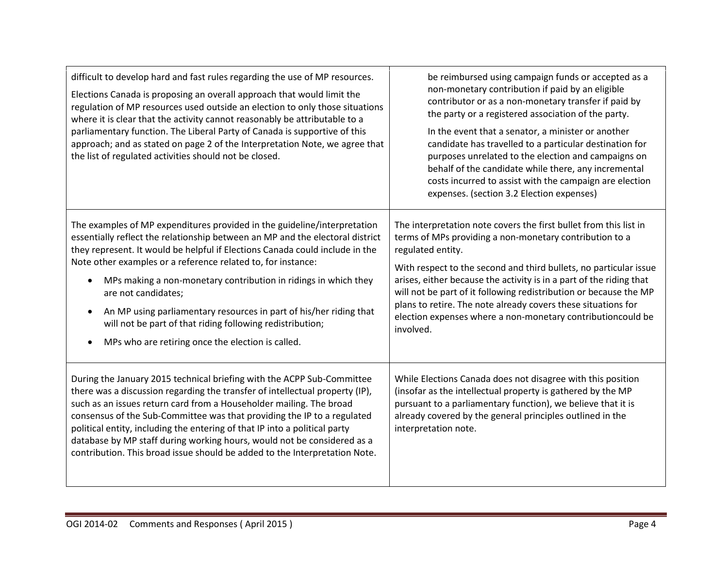| | |
|---|---|
| difficult to develop hard and fast rules regarding the use of MP resources.<br><br>Elections Canada is proposing an overall approach that would limit the regulation of MP resources used outside an election to only those situations where it is clear that the activity cannot reasonably be attributable to a parliamentary function. The Liberal Party of Canada is supportive of this approach; and as stated on page 2 of the Interpretation Note, we agree that the list of regulated activities should not be closed. | be reimbursed using campaign funds or accepted as a non-monetary contribution if paid by an eligible contributor or as a non-monetary transfer if paid by the party or a registered association of the party.<br><br>In the event that a senator, a minister or another candidate has travelled to a particular destination for purposes unrelated to the election and campaigns on behalf of the candidate while there, any incremental costs incurred to assist with the campaign are election expenses. (section 3.2 Election expenses) |
| The examples of MP expenditures provided in the guideline/interpretation essentially reflect the relationship between an MP and the electoral district they represent. It would be helpful if Elections Canada could include in the Note other examples or a reference related to, for instance:<br><br>• MPs making a non-monetary contribution in ridings in which they are not candidates;<br>• An MP using parliamentary resources in part of his/her riding that will not be part of that riding following redistribution;<br>• MPs who are retiring once the election is called. | The interpretation note covers the first bullet from this list in terms of MPs providing a non-monetary contribution to a regulated entity.<br><br>With respect to the second and third bullets, no particular issue arises, either because the activity is in a part of the riding that will not be part of it following redistribution or because the MP plans to retire. The note already covers these situations for election expenses where a non-monetary contributioncould be involved. |
| During the January 2015 technical briefing with the ACPP Sub-Committee there was a discussion regarding the transfer of intellectual property (IP), such as an issues return card from a Householder mailing. The broad consensus of the Sub-Committee was that providing the IP to a regulated political entity, including the entering of that IP into a political party database by MP staff during working hours, would not be considered as a contribution. This broad issue should be added to the Interpretation Note. | While Elections Canada does not disagree with this position (insofar as the intellectual property is gathered by the MP pursuant to a parliamentary function), we believe that it is already covered by the general principles outlined in the interpretation note. |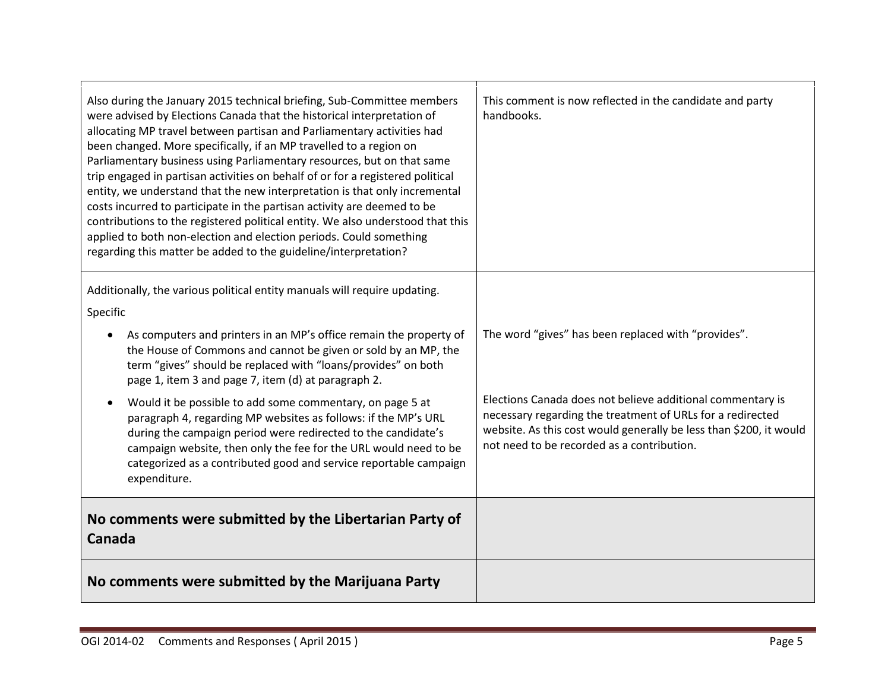| | |
|---|---|
| Also during the January 2015 technical briefing, Sub-Committee members were advised by Elections Canada that the historical interpretation of allocating MP travel between partisan and Parliamentary activities had been changed. More specifically, if an MP travelled to a region on Parliamentary business using Parliamentary resources, but on that same trip engaged in partisan activities on behalf of or for a registered political entity, we understand that the new interpretation is that only incremental costs incurred to participate in the partisan activity are deemed to be contributions to the registered political entity. We also understood that this applied to both non-election and election periods. Could something regarding this matter be added to the guideline/interpretation? | This comment is now reflected in the candidate and party handbooks. |
| Additionally, the various political entity manuals will require updating.<br><br>Specific<br><br>• As computers and printers in an MP's office remain the property of the House of Commons and cannot be given or sold by an MP, the term "gives" should be replaced with "loans/provides" on both page 1, item 3 and page 7, item (d) at paragraph 2.<br><br>• Would it be possible to add some commentary, on page 5 at paragraph 4, regarding MP websites as follows: if the MP's URL during the campaign period were redirected to the candidate's campaign website, then only the fee for the URL would need to be categorized as a contributed good and service reportable campaign expenditure. | The word "gives" has been replaced with "provides".<br><br>Elections Canada does not believe additional commentary is necessary regarding the treatment of URLs for a redirected website. As this cost would generally be less than $200, it would not need to be recorded as a contribution. |
| **No comments were submitted by the Libertarian Party of Canada** | |
| **No comments were submitted by the Marijuana Party** | |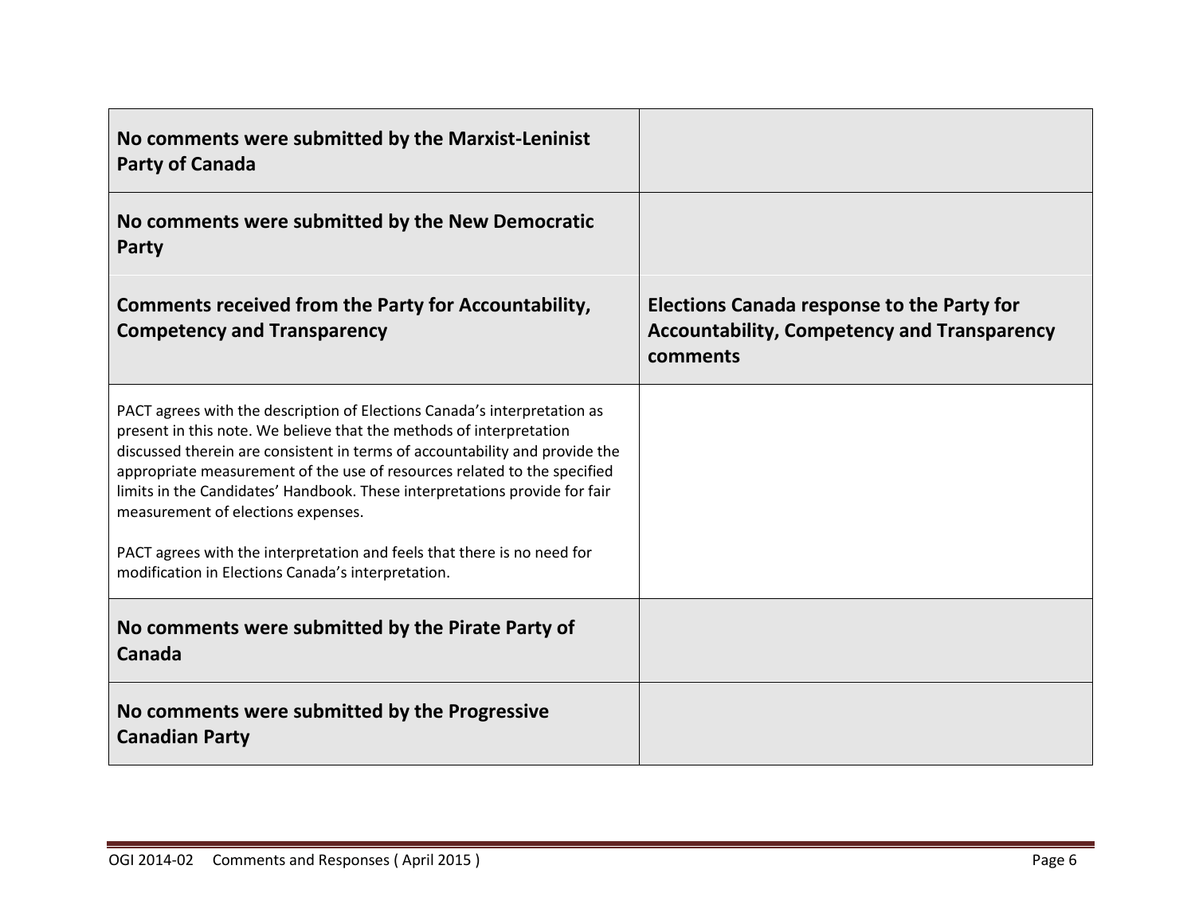| **No comments were submitted by the Marxist-Leninist Party of Canada** | |
|---|---|
| **No comments were submitted by the New Democratic Party** | |
| **Comments received from the Party for Accountability, Competency and Transparency** | **Elections Canada response to the Party for Accountability, Competency and Transparency comments** |
| PACT agrees with the description of Elections Canada's interpretation as present in this note. We believe that the methods of interpretation discussed therein are consistent in terms of accountability and provide the appropriate measurement of the use of resources related to the specified limits in the Candidates' Handbook. These interpretations provide for fair measurement of elections expenses.<br><br>PACT agrees with the interpretation and feels that there is no need for modification in Elections Canada's interpretation. | |
| **No comments were submitted by the Pirate Party of Canada** | |
| **No comments were submitted by the Progressive Canadian Party** | |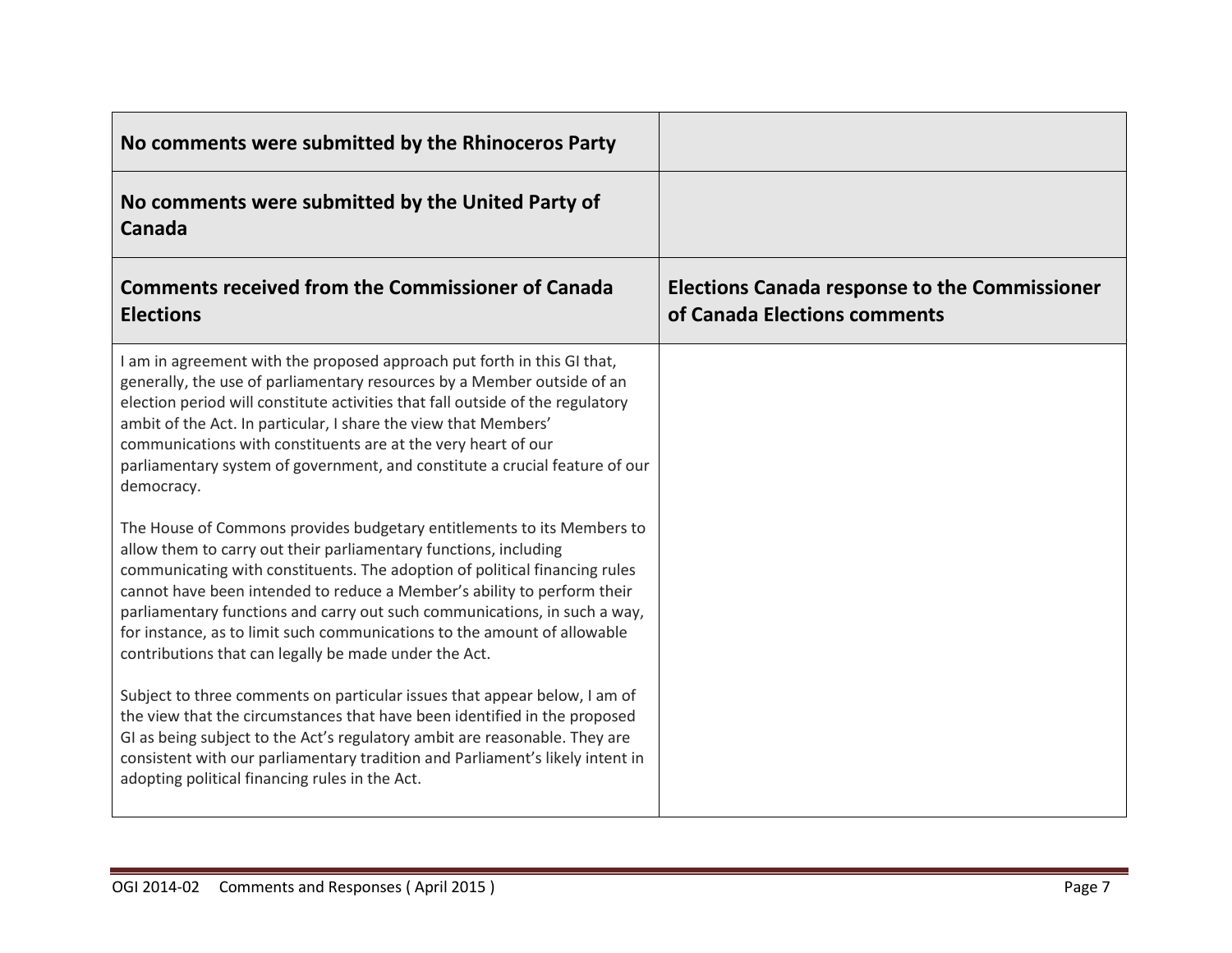| No comments were submitted by the Rhinoceros Party | |
|---|---|
| **No comments were submitted by the United Party of Canada** | |
| **Comments received from the Commissioner of Canada Elections** | **Elections Canada response to the Commissioner of Canada Elections comments** |
| I am in agreement with the proposed approach put forth in this GI that, generally, the use of parliamentary resources by a Member outside of an election period will constitute activities that fall outside of the regulatory ambit of the Act. In particular, I share the view that Members' communications with constituents are at the very heart of our parliamentary system of government, and constitute a crucial feature of our democracy.<br><br>The House of Commons provides budgetary entitlements to its Members to allow them to carry out their parliamentary functions, including communicating with constituents. The adoption of political financing rules cannot have been intended to reduce a Member's ability to perform their parliamentary functions and carry out such communications, in such a way, for instance, as to limit such communications to the amount of allowable contributions that can legally be made under the Act.<br><br>Subject to three comments on particular issues that appear below, I am of the view that the circumstances that have been identified in the proposed GI as being subject to the Act's regulatory ambit are reasonable. They are consistent with our parliamentary tradition and Parliament's likely intent in adopting political financing rules in the Act. | |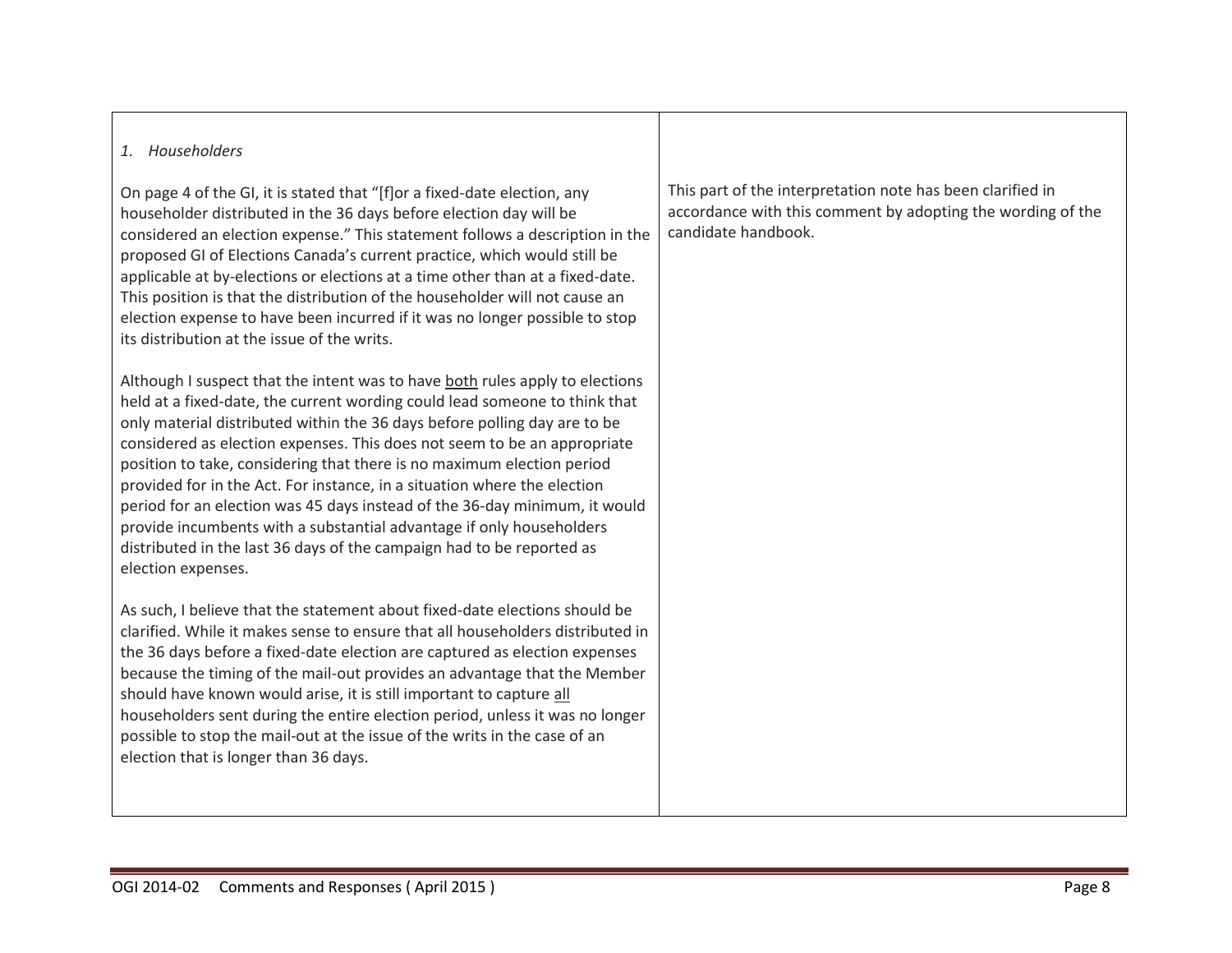| | |
|---|---|
| *1. Householders*<br><br>On page 4 of the GI, it is stated that "[f]or a fixed-date election, any householder distributed in the 36 days before election day will be considered an election expense." This statement follows a description in the proposed GI of Elections Canada's current practice, which would still be applicable at by-elections or elections at a time other than at a fixed-date. This position is that the distribution of the householder will not cause an election expense to have been incurred if it was no longer possible to stop its distribution at the issue of the writs.<br><br>Although I suspect that the intent was to have <u>both</u> rules apply to elections held at a fixed-date, the current wording could lead someone to think that only material distributed within the 36 days before polling day are to be considered as election expenses. This does not seem to be an appropriate position to take, considering that there is no maximum election period provided for in the Act. For instance, in a situation where the election period for an election was 45 days instead of the 36-day minimum, it would provide incumbents with a substantial advantage if only householders distributed in the last 36 days of the campaign had to be reported as election expenses.<br><br>As such, I believe that the statement about fixed-date elections should be clarified. While it makes sense to ensure that all householders distributed in the 36 days before a fixed-date election are captured as election expenses because the timing of the mail-out provides an advantage that the Member should have known would arise, it is still important to capture <u>all</u> householders sent during the entire election period, unless it was no longer possible to stop the mail-out at the issue of the writs in the case of an election that is longer than 36 days. | This part of the interpretation note has been clarified in accordance with this comment by adopting the wording of the candidate handbook. |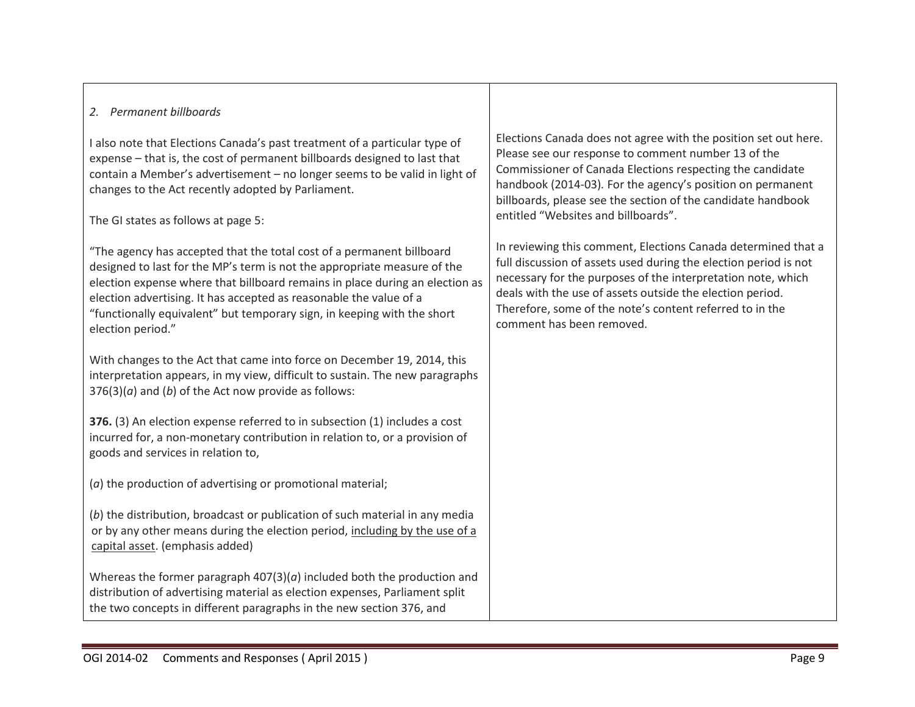| | |
|---|---|
| *2. Permanent billboards*<br><br>I also note that Elections Canada's past treatment of a particular type of expense – that is, the cost of permanent billboards designed to last that contain a Member's advertisement – no longer seems to be valid in light of changes to the Act recently adopted by Parliament.<br><br>The GI states as follows at page 5:<br><br>"The agency has accepted that the total cost of a permanent billboard designed to last for the MP's term is not the appropriate measure of the election expense where that billboard remains in place during an election as election advertising. It has accepted as reasonable the value of a "functionally equivalent" but temporary sign, in keeping with the short election period."<br><br>With changes to the Act that came into force on December 19, 2014, this interpretation appears, in my view, difficult to sustain. The new paragraphs 376(3)(*a*) and (*b*) of the Act now provide as follows:<br><br>**376.** (3) An election expense referred to in subsection (1) includes a cost incurred for, a non-monetary contribution in relation to, or a provision of goods and services in relation to,<br><br>(*a*) the production of advertising or promotional material;<br><br>(*b*) the distribution, broadcast or publication of such material in any media or by any other means during the election period, <u>including by the use of a capital asset</u>. (emphasis added)<br><br>Whereas the former paragraph 407(3)(*a*) included both the production and distribution of advertising material as election expenses, Parliament split the two concepts in different paragraphs in the new section 376, and | Elections Canada does not agree with the position set out here. Please see our response to comment number 13 of the Commissioner of Canada Elections respecting the candidate handbook (2014-03). For the agency's position on permanent billboards, please see the section of the candidate handbook entitled "Websites and billboards".<br><br>In reviewing this comment, Elections Canada determined that a full discussion of assets used during the election period is not necessary for the purposes of the interpretation note, which deals with the use of assets outside the election period. Therefore, some of the note's content referred to in the comment has been removed. |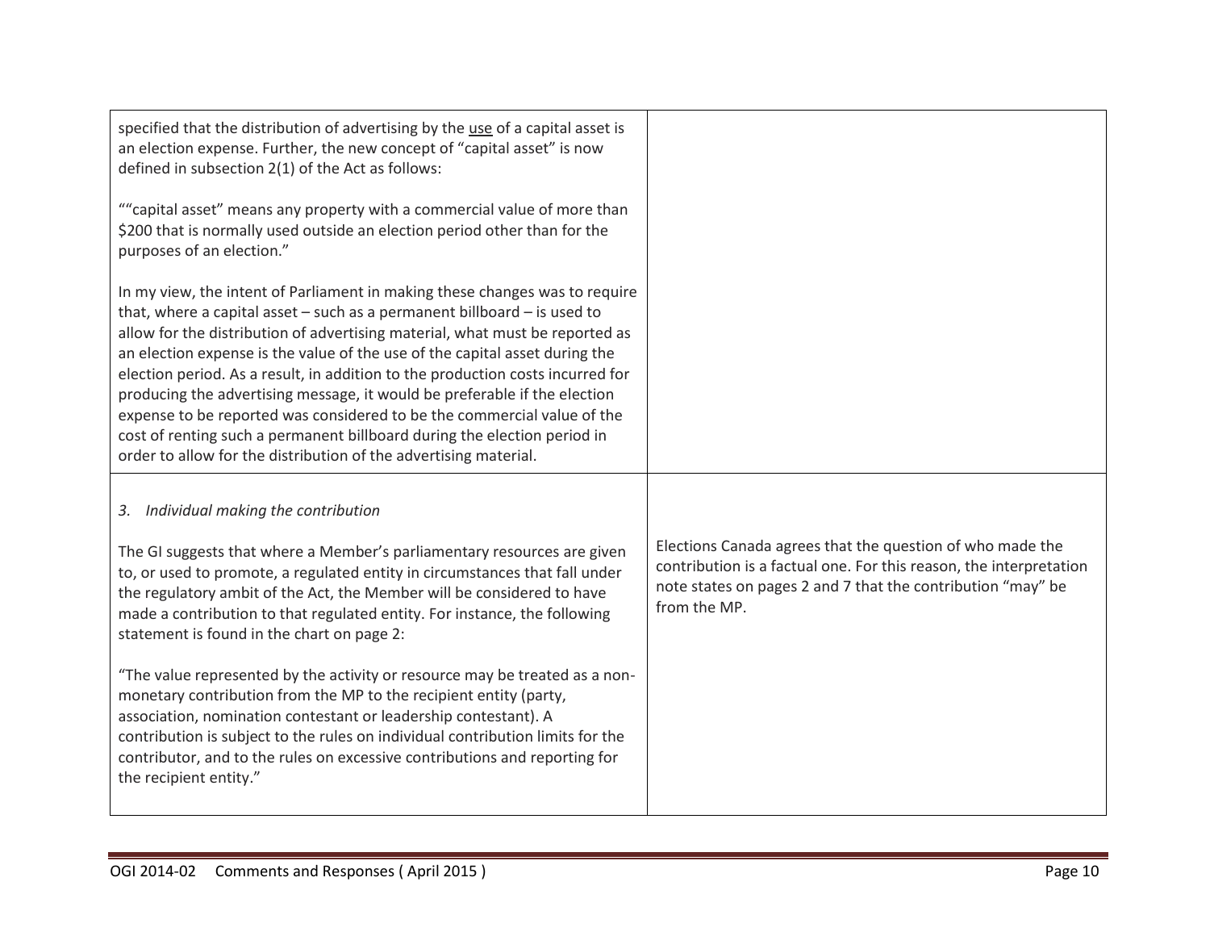| | |
|---|---|
| specified that the distribution of advertising by the <u>use</u> of a capital asset is an election expense. Further, the new concept of "capital asset" is now defined in subsection 2(1) of the Act as follows:<br><br>""capital asset" means any property with a commercial value of more than $200 that is normally used outside an election period other than for the purposes of an election."<br><br>In my view, the intent of Parliament in making these changes was to require that, where a capital asset – such as a permanent billboard – is used to allow for the distribution of advertising material, what must be reported as an election expense is the value of the use of the capital asset during the election period. As a result, in addition to the production costs incurred for producing the advertising message, it would be preferable if the election expense to be reported was considered to be the commercial value of the cost of renting such a permanent billboard during the election period in order to allow for the distribution of the advertising material. | |
| *3. Individual making the contribution*<br><br>The GI suggests that where a Member's parliamentary resources are given to, or used to promote, a regulated entity in circumstances that fall under the regulatory ambit of the Act, the Member will be considered to have made a contribution to that regulated entity. For instance, the following statement is found in the chart on page 2:<br><br>"The value represented by the activity or resource may be treated as a non-monetary contribution from the MP to the recipient entity (party, association, nomination contestant or leadership contestant). A contribution is subject to the rules on individual contribution limits for the contributor, and to the rules on excessive contributions and reporting for the recipient entity." | Elections Canada agrees that the question of who made the contribution is a factual one. For this reason, the interpretation note states on pages 2 and 7 that the contribution "may" be from the MP. |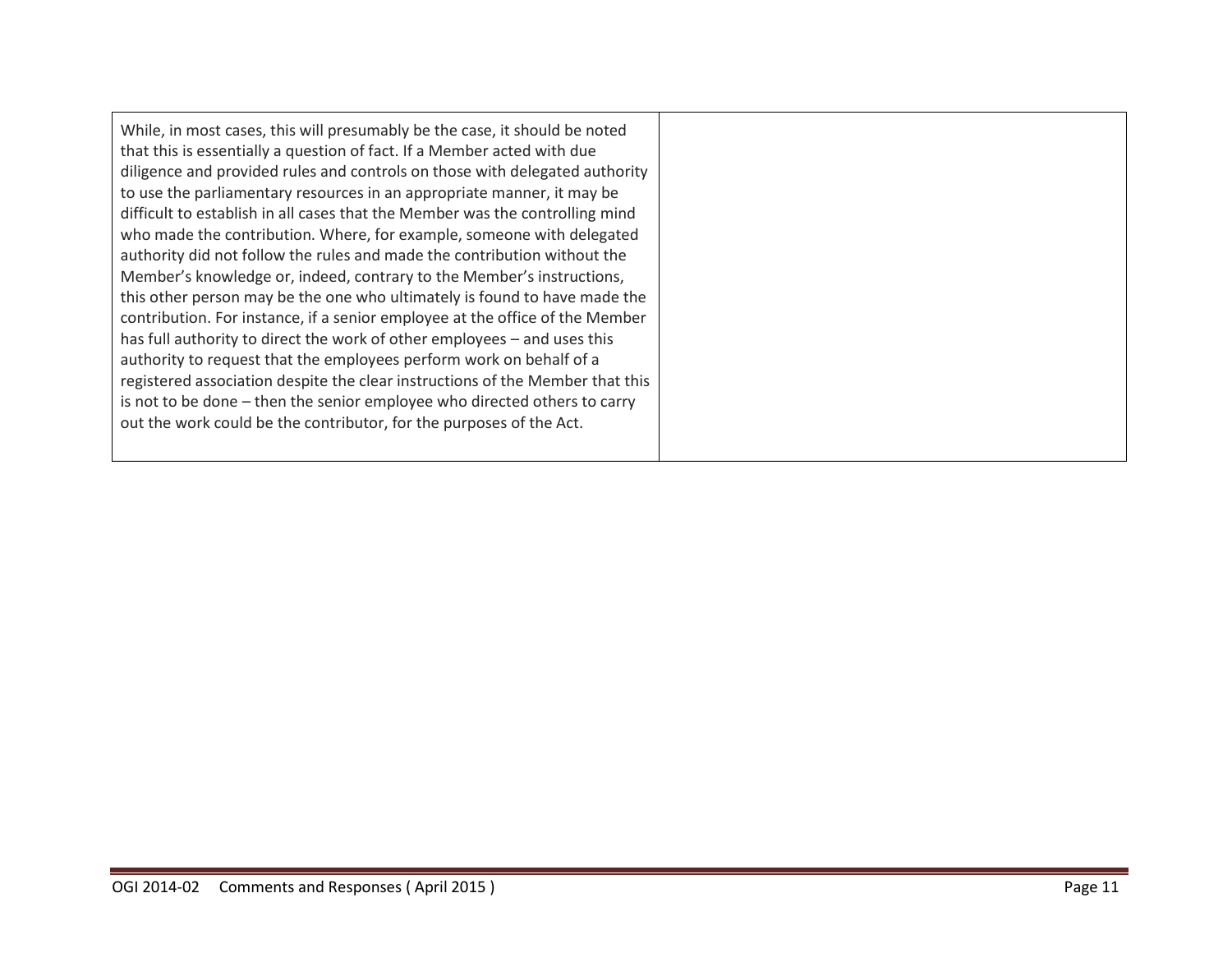| | |
|---|---|
| While, in most cases, this will presumably be the case, it should be noted that this is essentially a question of fact. If a Member acted with due diligence and provided rules and controls on those with delegated authority to use the parliamentary resources in an appropriate manner, it may be difficult to establish in all cases that the Member was the controlling mind who made the contribution. Where, for example, someone with delegated authority did not follow the rules and made the contribution without the Member's knowledge or, indeed, contrary to the Member's instructions, this other person may be the one who ultimately is found to have made the contribution. For instance, if a senior employee at the office of the Member has full authority to direct the work of other employees – and uses this authority to request that the employees perform work on behalf of a registered association despite the clear instructions of the Member that this is not to be done – then the senior employee who directed others to carry out the work could be the contributor, for the purposes of the Act. | |